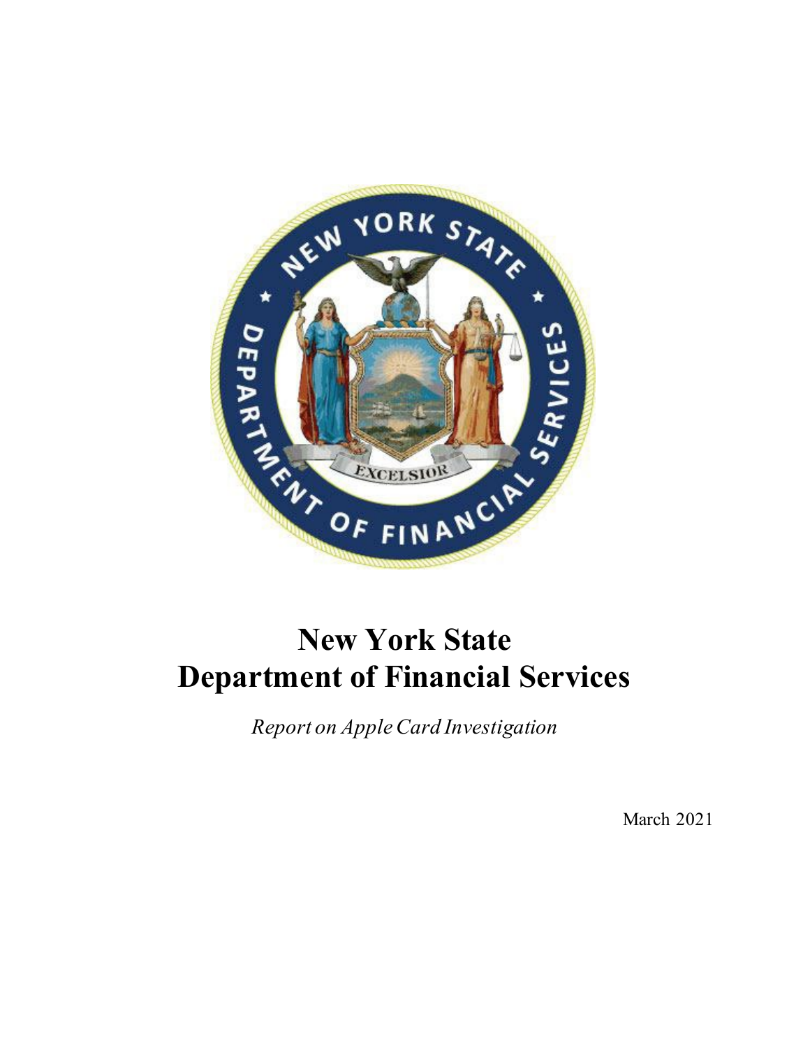# New York State Department of Financial Services

*Report on Apple Card Investigation*

March 2021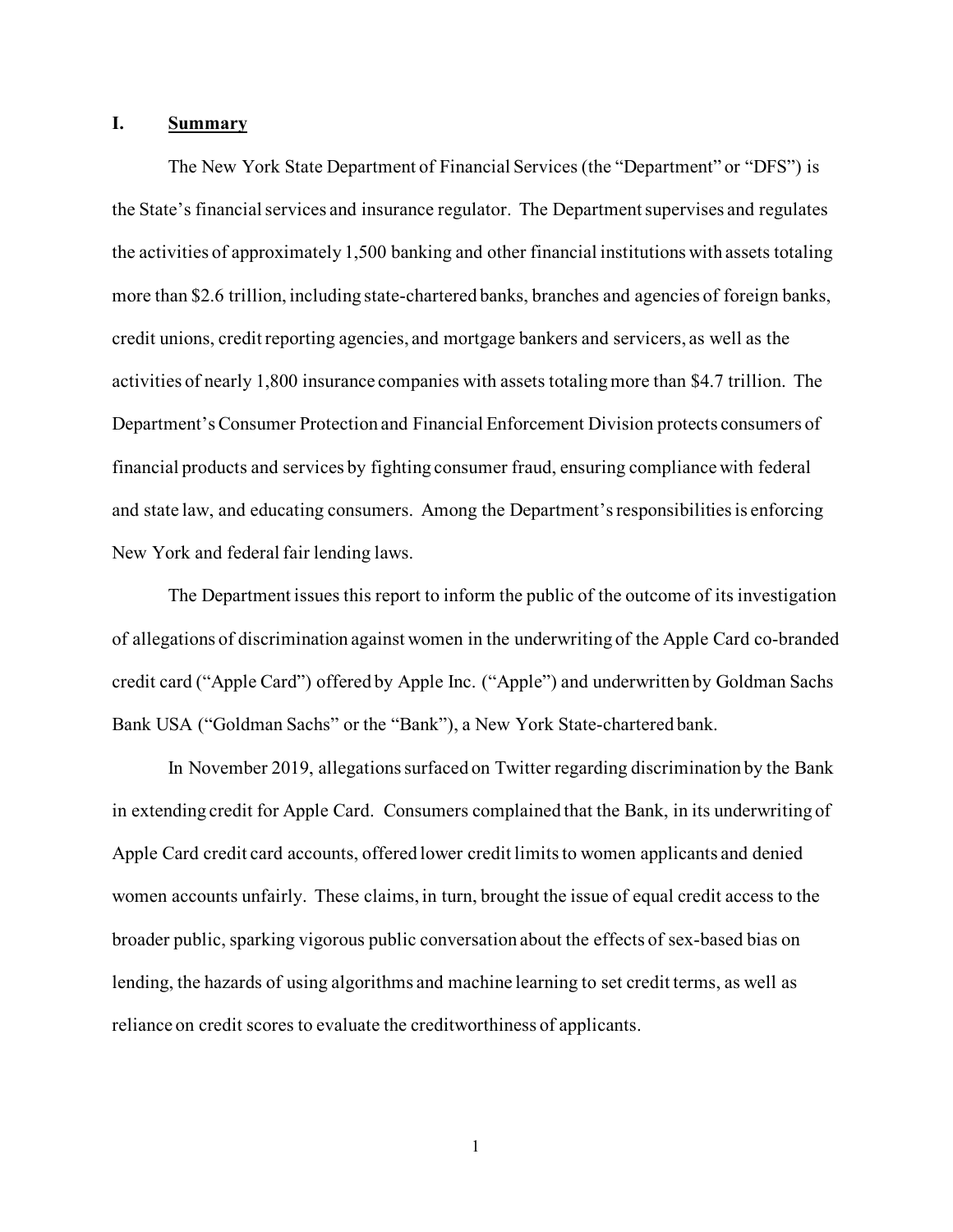## I. Summary

The New York State Department of Financial Services (the "Department" or "DFS") is the State's financial services and insurance regulator. The Department supervises and regulates the activities of approximately 1,500 banking and other financial institutions with assets totaling more than $2.6 trillion, including state-chartered banks, branches and agencies of foreign banks, credit unions, credit reporting agencies, and mortgage bankers and servicers, as well as the activities of nearly 1,800 insurance companies with assets totaling more than $4.7 trillion. The Department's Consumer Protection and Financial Enforcement Division protects consumers of financial products and services by fighting consumer fraud, ensuring compliance with federal and state law, and educating consumers. Among the Department's responsibilities is enforcing New York and federal fair lending laws.

The Department issues this report to inform the public of the outcome of its investigation of allegations of discrimination against women in the underwriting of the Apple Card co-branded credit card ("Apple Card") offered by Apple Inc. ("Apple") and underwritten by Goldman Sachs Bank USA ("Goldman Sachs" or the "Bank"), a New York State-chartered bank.

In November 2019, allegations surfaced on Twitter regarding discrimination by the Bank in extending credit for Apple Card. Consumers complained that the Bank, in its underwriting of Apple Card credit card accounts, offered lower credit limits to women applicants and denied women accounts unfairly. These claims, in turn, brought the issue of equal credit access to the broader public, sparking vigorous public conversation about the effects of sex-based bias on lending, the hazards of using algorithms and machine learning to set credit terms, as well as reliance on credit scores to evaluate the creditworthiness of applicants.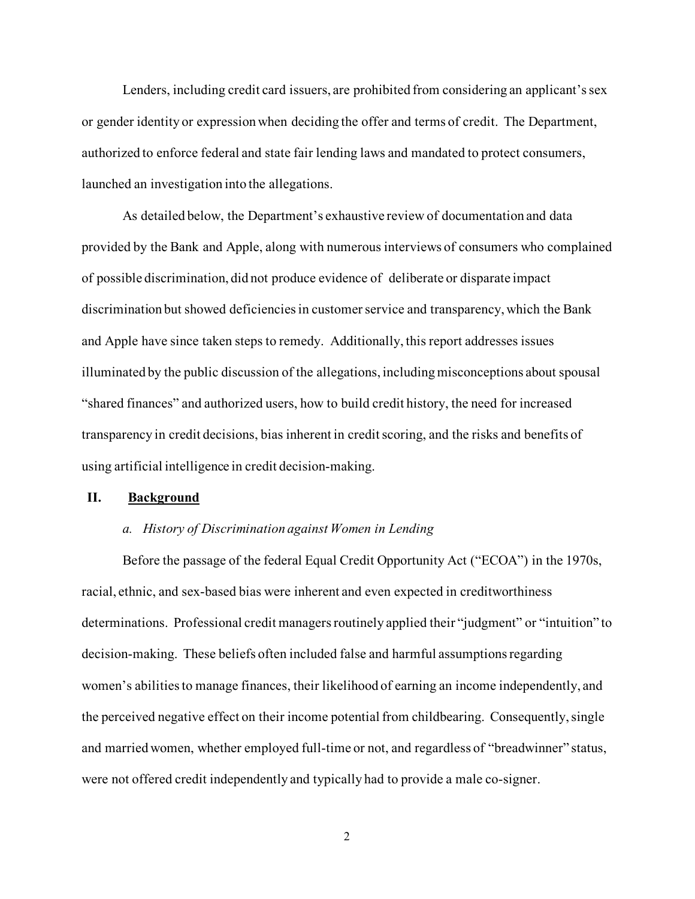Lenders, including credit card issuers, are prohibited from considering an applicant's sex or gender identity or expression when deciding the offer and terms of credit. The Department, authorized to enforce federal and state fair lending laws and mandated to protect consumers, launched an investigation into the allegations.

As detailed below, the Department's exhaustive review of documentation and data provided by the Bank and Apple, along with numerous interviews of consumers who complained of possible discrimination, did not produce evidence of deliberate or disparate impact discrimination but showed deficiencies in customer service and transparency, which the Bank and Apple have since taken steps to remedy. Additionally, this report addresses issues illuminated by the public discussion of the allegations, including misconceptions about spousal "shared finances" and authorized users, how to build credit history, the need for increased transparency in credit decisions, bias inherent in credit scoring, and the risks and benefits of using artificial intelligence in credit decision-making.

## II. Background

### *a. History of Discrimination against Women in Lending*

Before the passage of the federal Equal Credit Opportunity Act ("ECOA") in the 1970s, racial, ethnic, and sex-based bias were inherent and even expected in creditworthiness determinations. Professional credit managers routinely applied their "judgment" or "intuition" to decision-making. These beliefs often included false and harmful assumptions regarding women's abilities to manage finances, their likelihood of earning an income independently, and the perceived negative effect on their income potential from childbearing. Consequently, single and married women, whether employed full-time or not, and regardless of "breadwinner" status, were not offered credit independently and typically had to provide a male co-signer.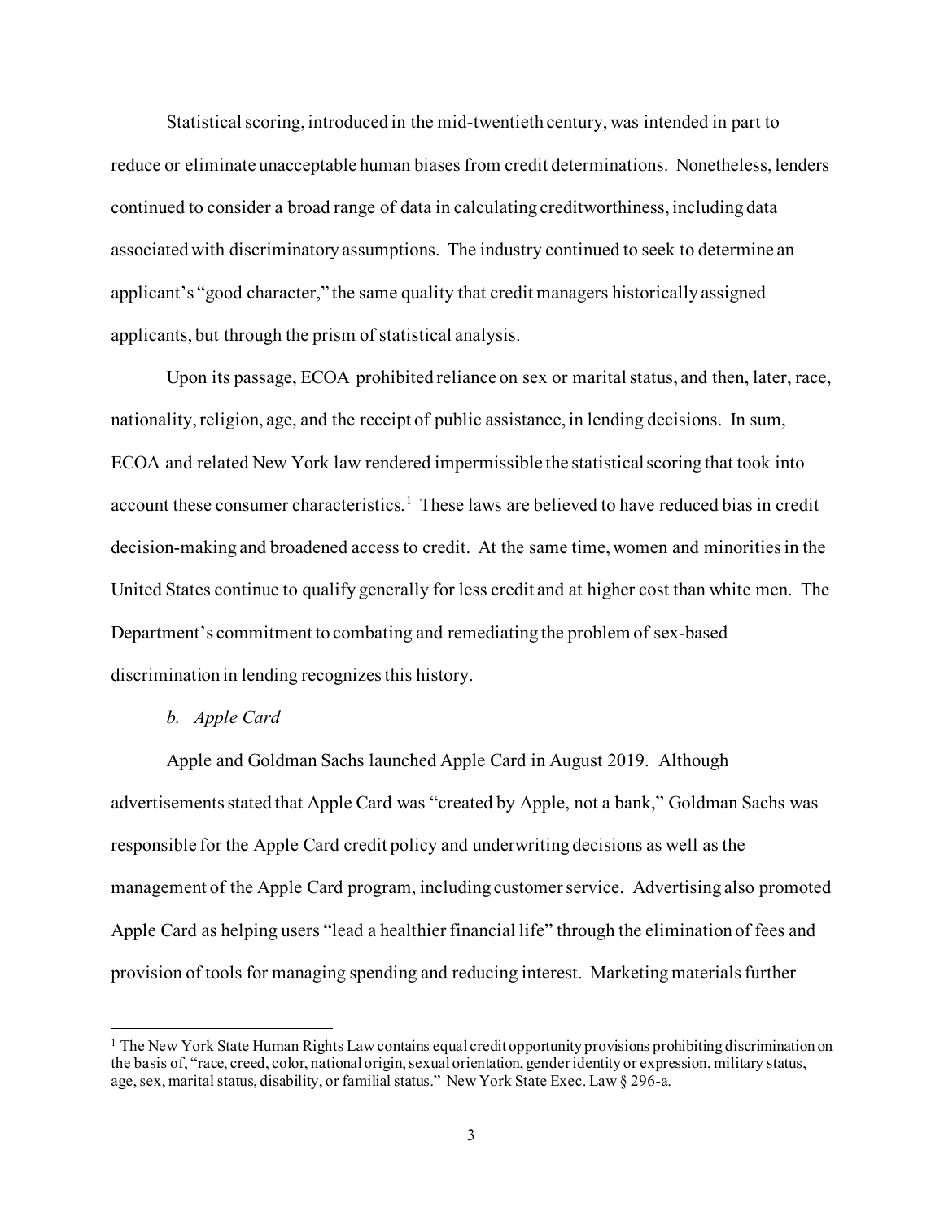Statistical scoring, introduced in the mid-twentieth century, was intended in part to reduce or eliminate unacceptable human biases from credit determinations. Nonetheless, lenders continued to consider a broad range of data in calculating creditworthiness, including data associated with discriminatory assumptions. The industry continued to seek to determine an applicant's "good character," the same quality that credit managers historically assigned applicants, but through the prism of statistical analysis.

Upon its passage, ECOA prohibited reliance on sex or marital status, and then, later, race, nationality, religion, age, and the receipt of public assistance, in lending decisions. In sum, ECOA and related New York law rendered impermissible the statistical scoring that took into account these consumer characteristics.[1] These laws are believed to have reduced bias in credit decision-making and broadened access to credit. At the same time, women and minorities in the United States continue to qualify generally for less credit and at higher cost than white men. The Department's commitment to combating and remediating the problem of sex-based discrimination in lending recognizes this history.

*b. Apple Card*

Apple and Goldman Sachs launched Apple Card in August 2019. Although advertisements stated that Apple Card was "created by Apple, not a bank," Goldman Sachs was responsible for the Apple Card credit policy and underwriting decisions as well as the management of the Apple Card program, including customer service. Advertising also promoted Apple Card as helping users "lead a healthier financial life" through the elimination of fees and provision of tools for managing spending and reducing interest. Marketing materials further

---

[1] The New York State Human Rights Law contains equal credit opportunity provisions prohibiting discrimination on the basis of, "race, creed, color, national origin, sexual orientation, gender identity or expression, military status, age, sex, marital status, disability, or familial status." New York State Exec. Law § 296-a.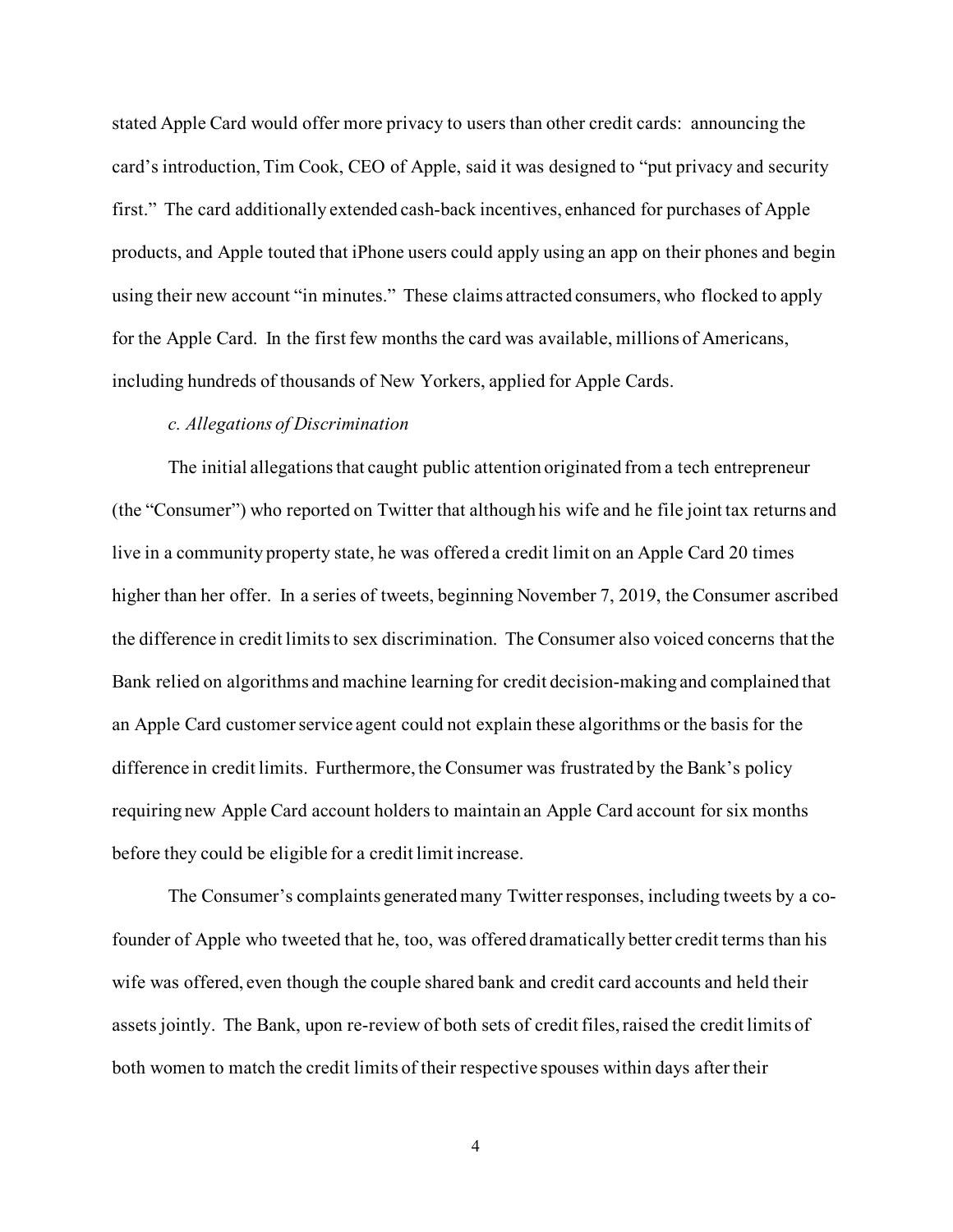stated Apple Card would offer more privacy to users than other credit cards: announcing the card's introduction, Tim Cook, CEO of Apple, said it was designed to "put privacy and security first." The card additionally extended cash-back incentives, enhanced for purchases of Apple products, and Apple touted that iPhone users could apply using an app on their phones and begin using their new account "in minutes." These claims attracted consumers, who flocked to apply for the Apple Card. In the first few months the card was available, millions of Americans, including hundreds of thousands of New Yorkers, applied for Apple Cards.

*c. Allegations of Discrimination*

The initial allegations that caught public attention originated from a tech entrepreneur (the "Consumer") who reported on Twitter that although his wife and he file joint tax returns and live in a community property state, he was offered a credit limit on an Apple Card 20 times higher than her offer. In a series of tweets, beginning November 7, 2019, the Consumer ascribed the difference in credit limits to sex discrimination. The Consumer also voiced concerns that the Bank relied on algorithms and machine learning for credit decision-making and complained that an Apple Card customer service agent could not explain these algorithms or the basis for the difference in credit limits. Furthermore, the Consumer was frustrated by the Bank's policy requiring new Apple Card account holders to maintain an Apple Card account for six months before they could be eligible for a credit limit increase.

The Consumer's complaints generated many Twitter responses, including tweets by a co-founder of Apple who tweeted that he, too, was offered dramatically better credit terms than his wife was offered, even though the couple shared bank and credit card accounts and held their assets jointly. The Bank, upon re-review of both sets of credit files, raised the credit limits of both women to match the credit limits of their respective spouses within days after their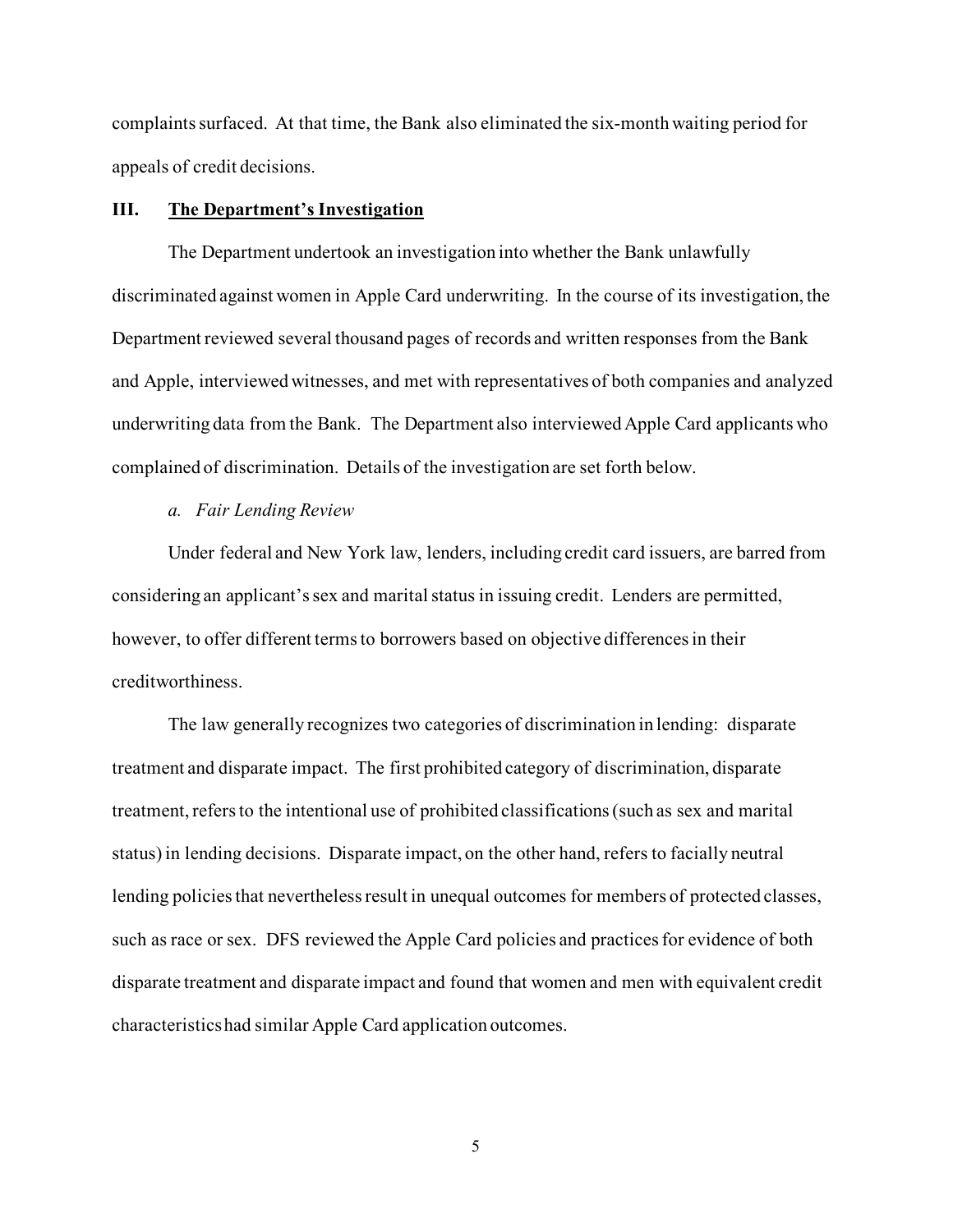complaints surfaced. At that time, the Bank also eliminated the six-month waiting period for appeals of credit decisions.

## III. <u>The Department's Investigation</u>

The Department undertook an investigation into whether the Bank unlawfully discriminated against women in Apple Card underwriting. In the course of its investigation, the Department reviewed several thousand pages of records and written responses from the Bank and Apple, interviewed witnesses, and met with representatives of both companies and analyzed underwriting data from the Bank. The Department also interviewed Apple Card applicants who complained of discrimination. Details of the investigation are set forth below.

### *a. Fair Lending Review*

Under federal and New York law, lenders, including credit card issuers, are barred from considering an applicant's sex and marital status in issuing credit. Lenders are permitted, however, to offer different terms to borrowers based on objective differences in their creditworthiness.

The law generally recognizes two categories of discrimination in lending: disparate treatment and disparate impact. The first prohibited category of discrimination, disparate treatment, refers to the intentional use of prohibited classifications (such as sex and marital status) in lending decisions. Disparate impact, on the other hand, refers to facially neutral lending policies that nevertheless result in unequal outcomes for members of protected classes, such as race or sex. DFS reviewed the Apple Card policies and practices for evidence of both disparate treatment and disparate impact and found that women and men with equivalent credit characteristics had similar Apple Card application outcomes.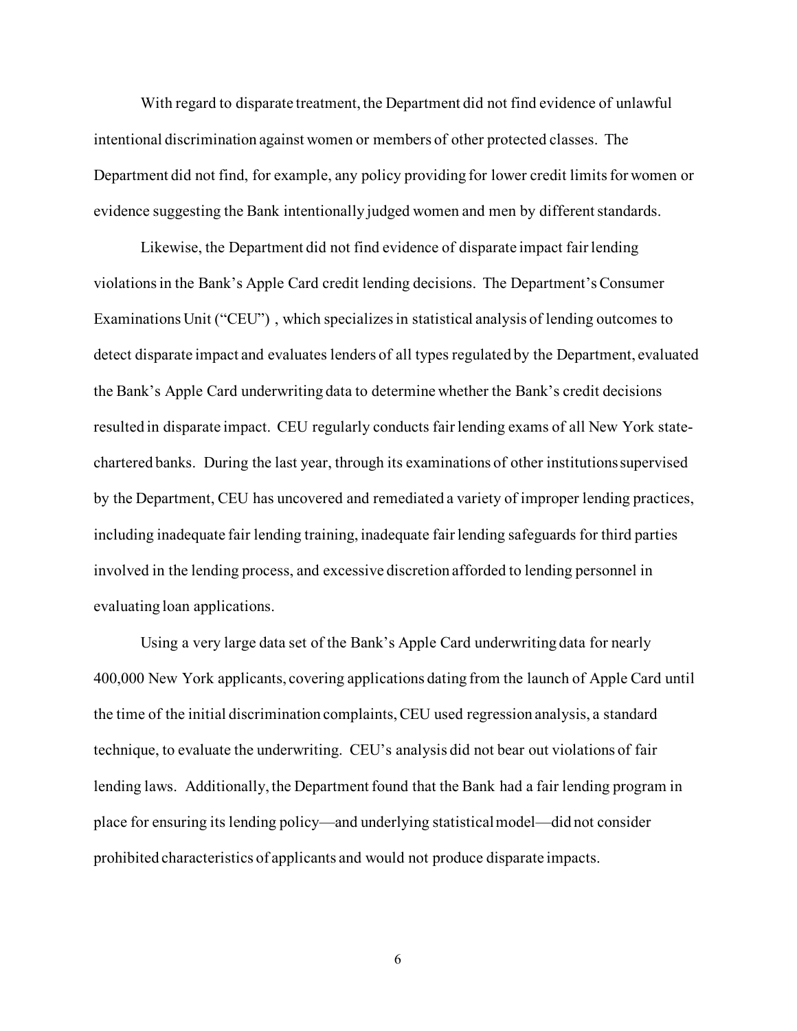With regard to disparate treatment, the Department did not find evidence of unlawful intentional discrimination against women or members of other protected classes. The Department did not find, for example, any policy providing for lower credit limits for women or evidence suggesting the Bank intentionally judged women and men by different standards.

Likewise, the Department did not find evidence of disparate impact fair lending violations in the Bank's Apple Card credit lending decisions. The Department's Consumer Examinations Unit ("CEU") , which specializes in statistical analysis of lending outcomes to detect disparate impact and evaluates lenders of all types regulated by the Department, evaluated the Bank's Apple Card underwriting data to determine whether the Bank's credit decisions resulted in disparate impact. CEU regularly conducts fair lending exams of all New York state-chartered banks. During the last year, through its examinations of other institutions supervised by the Department, CEU has uncovered and remediated a variety of improper lending practices, including inadequate fair lending training, inadequate fair lending safeguards for third parties involved in the lending process, and excessive discretion afforded to lending personnel in evaluating loan applications.

Using a very large data set of the Bank's Apple Card underwriting data for nearly 400,000 New York applicants, covering applications dating from the launch of Apple Card until the time of the initial discrimination complaints, CEU used regression analysis, a standard technique, to evaluate the underwriting. CEU's analysis did not bear out violations of fair lending laws. Additionally, the Department found that the Bank had a fair lending program in place for ensuring its lending policy—and underlying statistical model—did not consider prohibited characteristics of applicants and would not produce disparate impacts.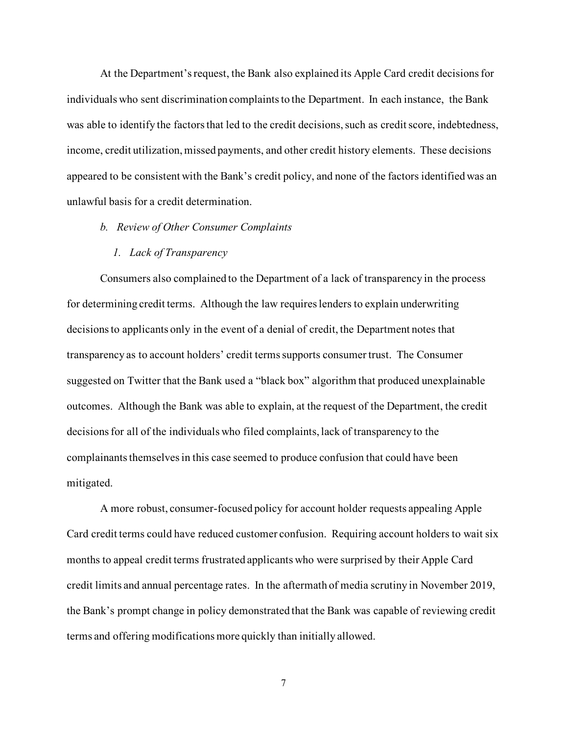At the Department's request, the Bank also explained its Apple Card credit decisions for individuals who sent discrimination complaints to the Department. In each instance, the Bank was able to identify the factors that led to the credit decisions, such as credit score, indebtedness, income, credit utilization, missed payments, and other credit history elements. These decisions appeared to be consistent with the Bank's credit policy, and none of the factors identified was an unlawful basis for a credit determination.

*b. Review of Other Consumer Complaints*

*1. Lack of Transparency*

Consumers also complained to the Department of a lack of transparency in the process for determining credit terms. Although the law requires lenders to explain underwriting decisions to applicants only in the event of a denial of credit, the Department notes that transparency as to account holders' credit terms supports consumer trust. The Consumer suggested on Twitter that the Bank used a "black box" algorithm that produced unexplainable outcomes. Although the Bank was able to explain, at the request of the Department, the credit decisions for all of the individuals who filed complaints, lack of transparency to the complainants themselves in this case seemed to produce confusion that could have been mitigated.

A more robust, consumer-focused policy for account holder requests appealing Apple Card credit terms could have reduced customer confusion. Requiring account holders to wait six months to appeal credit terms frustrated applicants who were surprised by their Apple Card credit limits and annual percentage rates. In the aftermath of media scrutiny in November 2019, the Bank's prompt change in policy demonstrated that the Bank was capable of reviewing credit terms and offering modifications more quickly than initially allowed.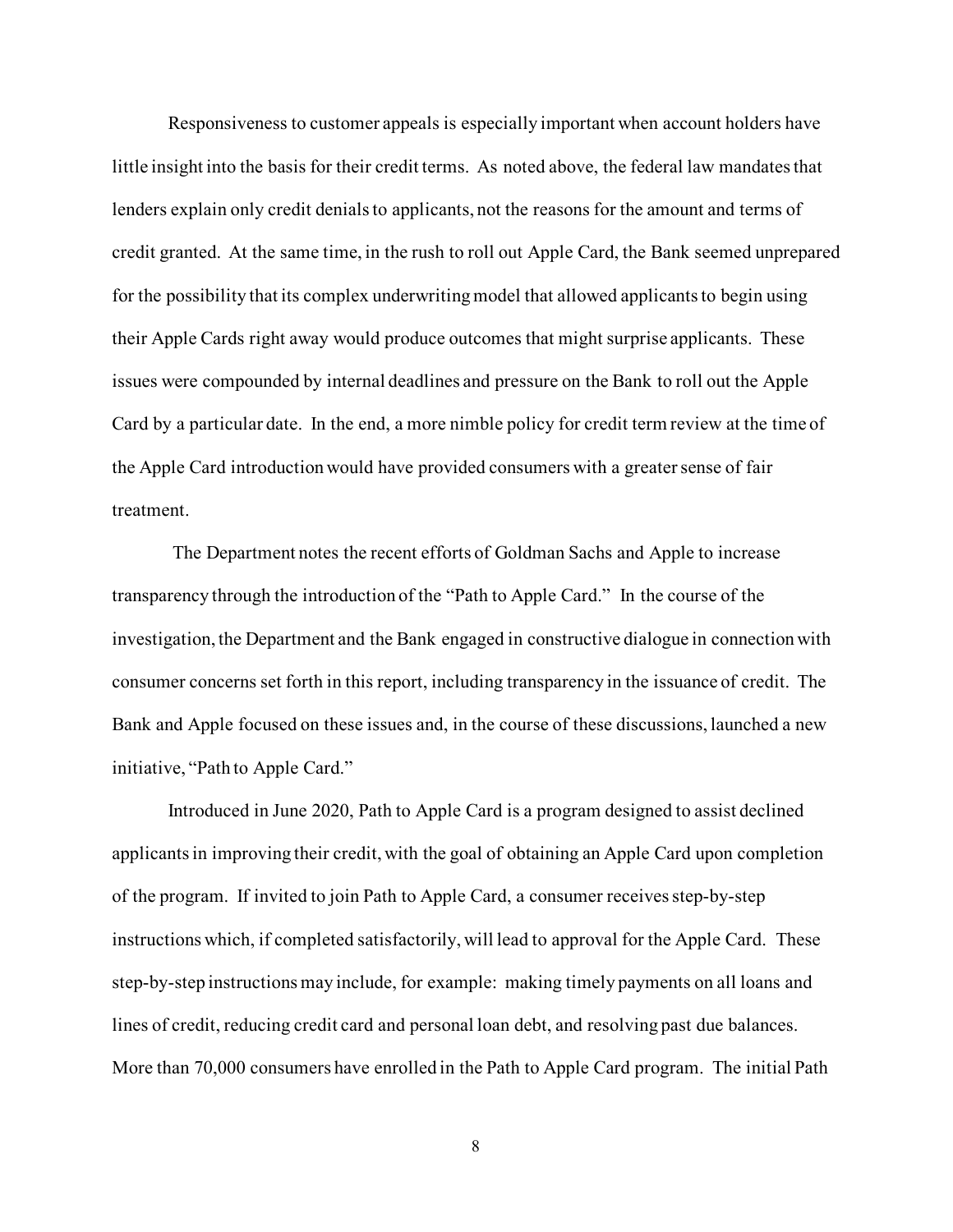Responsiveness to customer appeals is especially important when account holders have little insight into the basis for their credit terms. As noted above, the federal law mandates that lenders explain only credit denials to applicants, not the reasons for the amount and terms of credit granted. At the same time, in the rush to roll out Apple Card, the Bank seemed unprepared for the possibility that its complex underwriting model that allowed applicants to begin using their Apple Cards right away would produce outcomes that might surprise applicants. These issues were compounded by internal deadlines and pressure on the Bank to roll out the Apple Card by a particular date. In the end, a more nimble policy for credit term review at the time of the Apple Card introduction would have provided consumers with a greater sense of fair treatment.

The Department notes the recent efforts of Goldman Sachs and Apple to increase transparency through the introduction of the "Path to Apple Card." In the course of the investigation, the Department and the Bank engaged in constructive dialogue in connection with consumer concerns set forth in this report, including transparency in the issuance of credit. The Bank and Apple focused on these issues and, in the course of these discussions, launched a new initiative, "Path to Apple Card."

Introduced in June 2020, Path to Apple Card is a program designed to assist declined applicants in improving their credit, with the goal of obtaining an Apple Card upon completion of the program. If invited to join Path to Apple Card, a consumer receives step-by-step instructions which, if completed satisfactorily, will lead to approval for the Apple Card. These step-by-step instructions may include, for example: making timely payments on all loans and lines of credit, reducing credit card and personal loan debt, and resolving past due balances. More than 70,000 consumers have enrolled in the Path to Apple Card program. The initial Path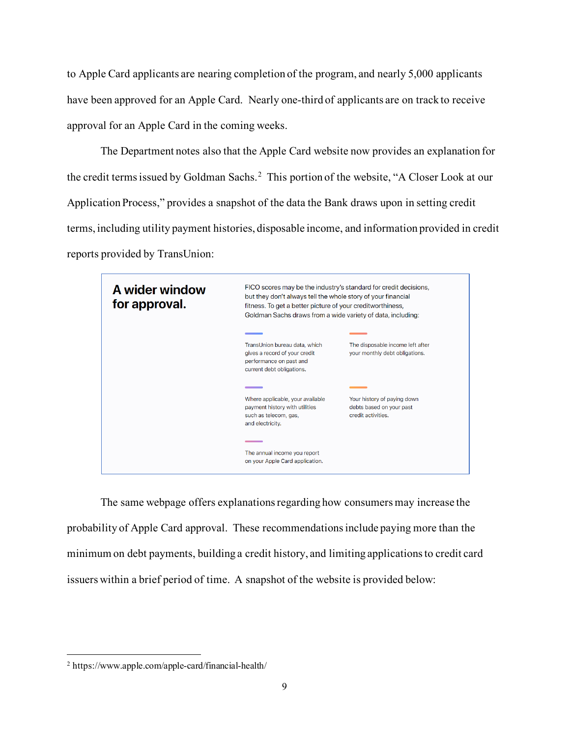to Apple Card applicants are nearing completion of the program, and nearly 5,000 applicants have been approved for an Apple Card. Nearly one-third of applicants are on track to receive approval for an Apple Card in the coming weeks.

The Department notes also that the Apple Card website now provides an explanation for the credit terms issued by Goldman Sachs.[2] This portion of the website, "A Closer Look at our Application Process," provides a snapshot of the data the Bank draws upon in setting credit terms, including utility payment histories, disposable income, and information provided in credit reports provided by TransUnion:

> **A wider window for approval.**
>
> FICO scores may be the industry's standard for credit decisions, but they don't always tell the whole story of your financial fitness. To get a better picture of your creditworthiness, Goldman Sachs draws from a wide variety of data, including:
>
> - TransUnion bureau data, which gives a record of your credit performance on past and current debt obligations.
> - The disposable income left after your monthly debt obligations.
> - Where applicable, your available payment history with utilities such as telecom, gas, and electricity.
> - Your history of paying down debts based on your past credit activities.
> - The annual income you report on your Apple Card application.

The same webpage offers explanations regarding how consumers may increase the probability of Apple Card approval. These recommendations include paying more than the minimum on debt payments, building a credit history, and limiting applications to credit card issuers within a brief period of time. A snapshot of the website is provided below:

---

[2] https://www.apple.com/apple-card/financial-health/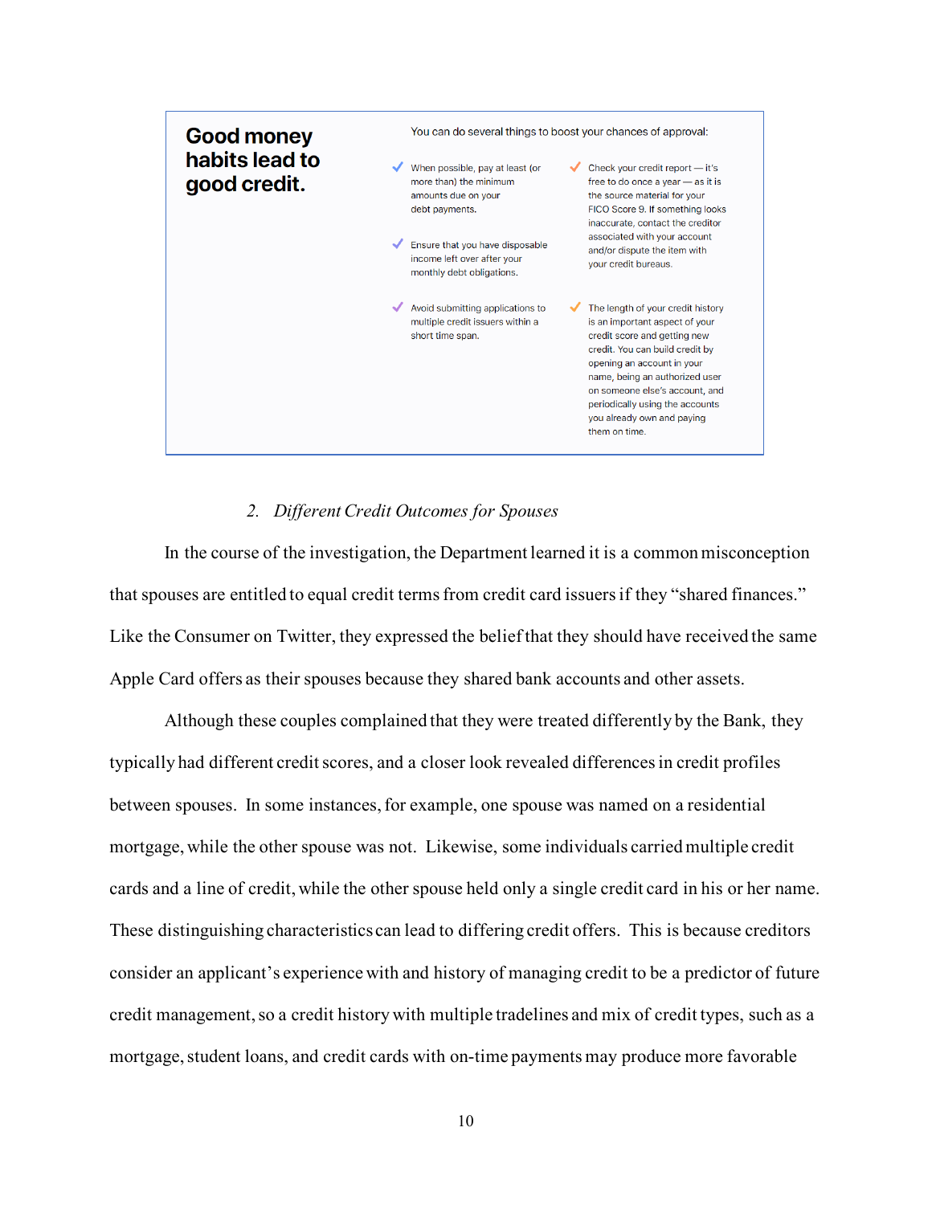**Good money habits lead to good credit.**

You can do several things to boost your chances of approval:

- When possible, pay at least (or more than) the minimum amounts due on your debt payments.
- Ensure that you have disposable income left over after your monthly debt obligations.
- Avoid submitting applications to multiple credit issuers within a short time span.
- Check your credit report — it's free to do once a year — as it is the source material for your FICO Score 9. If something looks inaccurate, contact the creditor associated with your account and/or dispute the item with your credit bureaus.
- The length of your credit history is an important aspect of your credit score and getting new credit. You can build credit by opening an account in your name, being an authorized user on someone else's account, and periodically using the accounts you already own and paying them on time.

### 2. *Different Credit Outcomes for Spouses*

In the course of the investigation, the Department learned it is a common misconception that spouses are entitled to equal credit terms from credit card issuers if they "shared finances." Like the Consumer on Twitter, they expressed the belief that they should have received the same Apple Card offers as their spouses because they shared bank accounts and other assets.

Although these couples complained that they were treated differently by the Bank, they typically had different credit scores, and a closer look revealed differences in credit profiles between spouses. In some instances, for example, one spouse was named on a residential mortgage, while the other spouse was not. Likewise, some individuals carried multiple credit cards and a line of credit, while the other spouse held only a single credit card in his or her name. These distinguishing characteristics can lead to differing credit offers. This is because creditors consider an applicant's experience with and history of managing credit to be a predictor of future credit management, so a credit history with multiple tradelines and mix of credit types, such as a mortgage, student loans, and credit cards with on-time payments may produce more favorable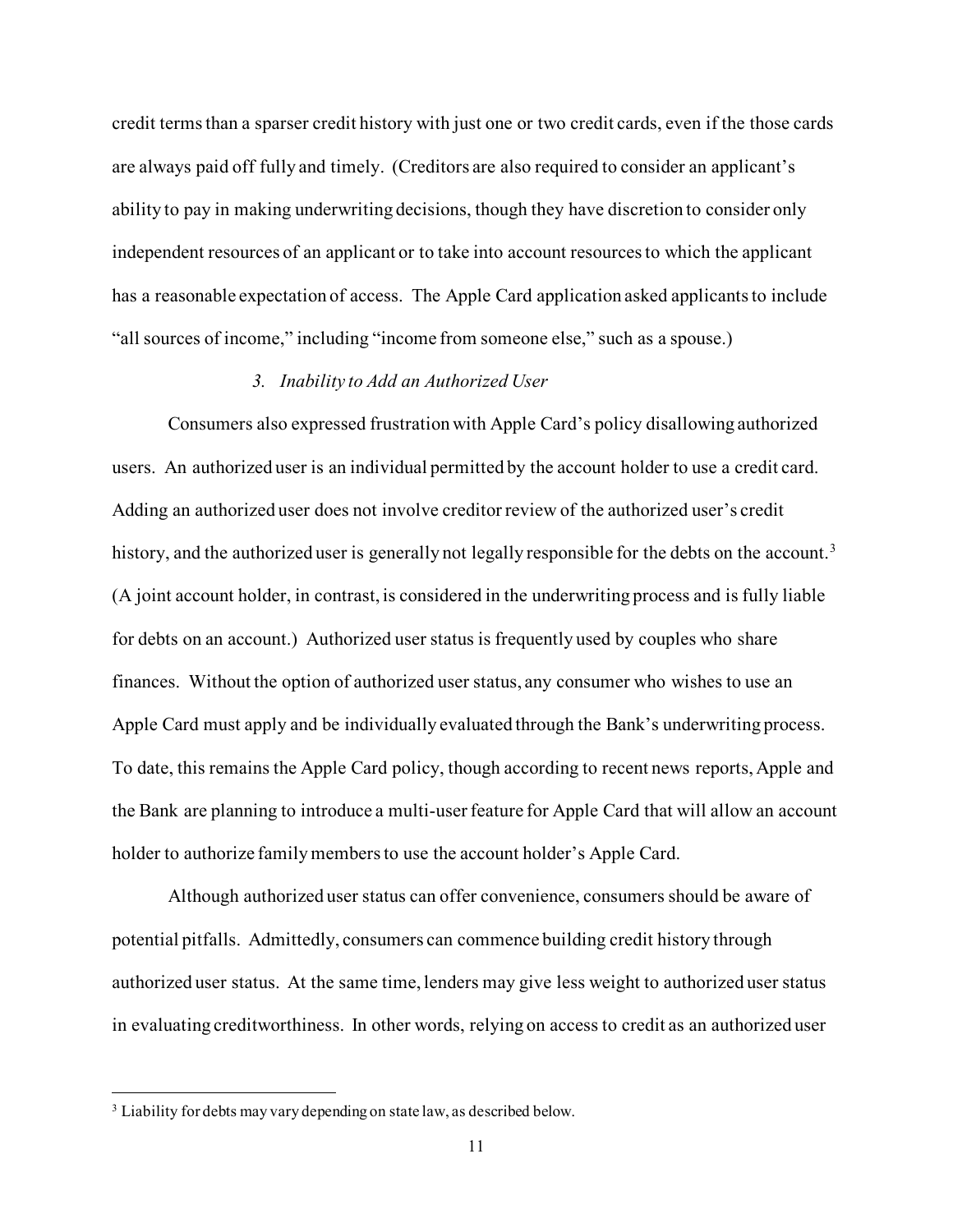credit terms than a sparser credit history with just one or two credit cards, even if the those cards are always paid off fully and timely. (Creditors are also required to consider an applicant's ability to pay in making underwriting decisions, though they have discretion to consider only independent resources of an applicant or to take into account resources to which the applicant has a reasonable expectation of access. The Apple Card application asked applicants to include "all sources of income," including "income from someone else," such as a spouse.)

### *3. Inability to Add an Authorized User*

Consumers also expressed frustration with Apple Card's policy disallowing authorized users. An authorized user is an individual permitted by the account holder to use a credit card. Adding an authorized user does not involve creditor review of the authorized user's credit history, and the authorized user is generally not legally responsible for the debts on the account.[3] (A joint account holder, in contrast, is considered in the underwriting process and is fully liable for debts on an account.) Authorized user status is frequently used by couples who share finances. Without the option of authorized user status, any consumer who wishes to use an Apple Card must apply and be individually evaluated through the Bank's underwriting process. To date, this remains the Apple Card policy, though according to recent news reports, Apple and the Bank are planning to introduce a multi-user feature for Apple Card that will allow an account holder to authorize family members to use the account holder's Apple Card.

Although authorized user status can offer convenience, consumers should be aware of potential pitfalls. Admittedly, consumers can commence building credit history through authorized user status. At the same time, lenders may give less weight to authorized user status in evaluating creditworthiness. In other words, relying on access to credit as an authorized user

---

[3] Liability for debts may vary depending on state law, as described below.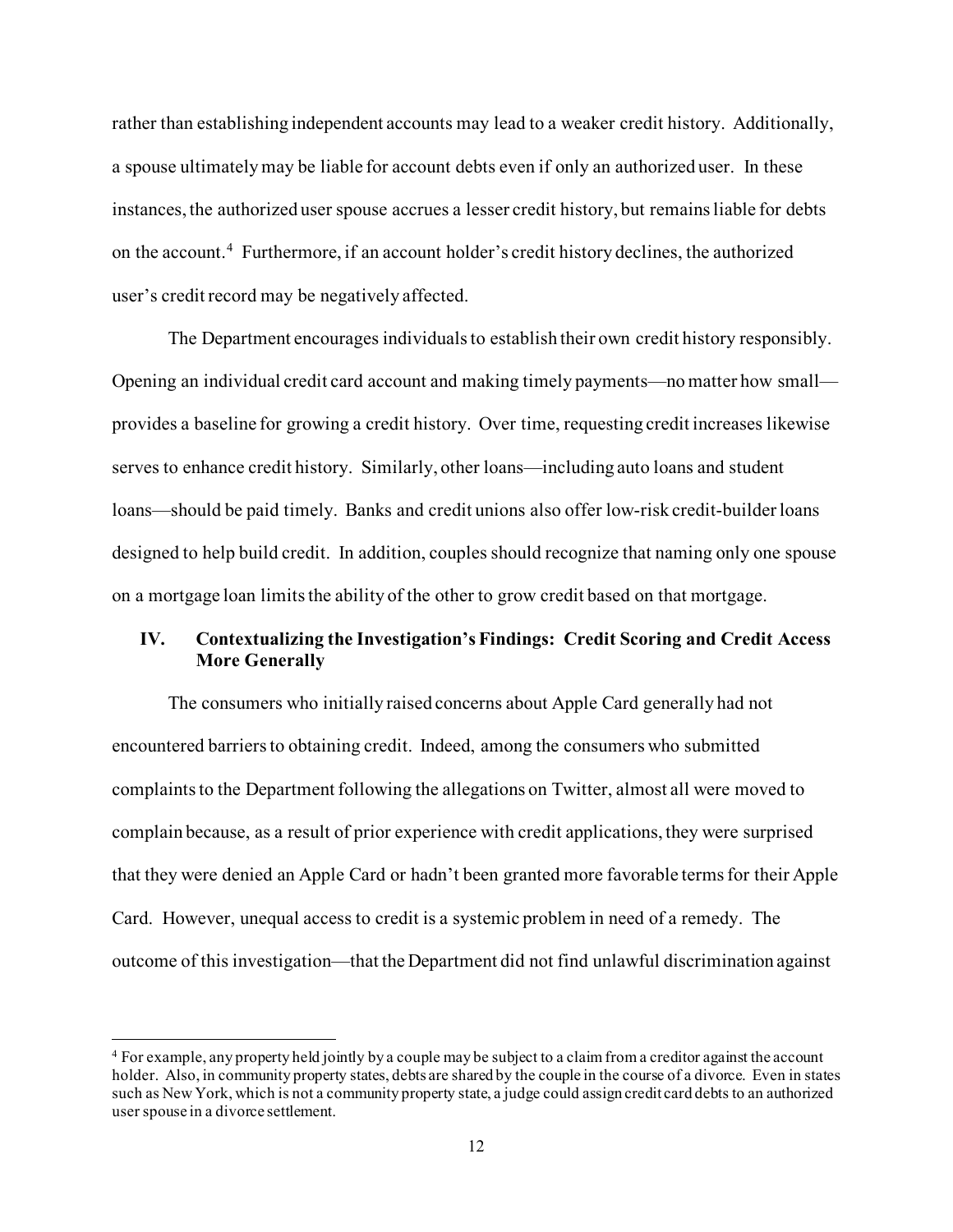rather than establishing independent accounts may lead to a weaker credit history. Additionally, a spouse ultimately may be liable for account debts even if only an authorized user. In these instances, the authorized user spouse accrues a lesser credit history, but remains liable for debts on the account.[4] Furthermore, if an account holder's credit history declines, the authorized user's credit record may be negatively affected.

The Department encourages individuals to establish their own credit history responsibly. Opening an individual credit card account and making timely payments—no matter how small—provides a baseline for growing a credit history. Over time, requesting credit increases likewise serves to enhance credit history. Similarly, other loans—including auto loans and student loans—should be paid timely. Banks and credit unions also offer low-risk credit-builder loans designed to help build credit. In addition, couples should recognize that naming only one spouse on a mortgage loan limits the ability of the other to grow credit based on that mortgage.

## IV. Contextualizing the Investigation's Findings: Credit Scoring and Credit Access More Generally

The consumers who initially raised concerns about Apple Card generally had not encountered barriers to obtaining credit. Indeed, among the consumers who submitted complaints to the Department following the allegations on Twitter, almost all were moved to complain because, as a result of prior experience with credit applications, they were surprised that they were denied an Apple Card or hadn't been granted more favorable terms for their Apple Card. However, unequal access to credit is a systemic problem in need of a remedy. The outcome of this investigation—that the Department did not find unlawful discrimination against

---

[4] For example, any property held jointly by a couple may be subject to a claim from a creditor against the account holder. Also, in community property states, debts are shared by the couple in the course of a divorce. Even in states such as New York, which is not a community property state, a judge could assign credit card debts to an authorized user spouse in a divorce settlement.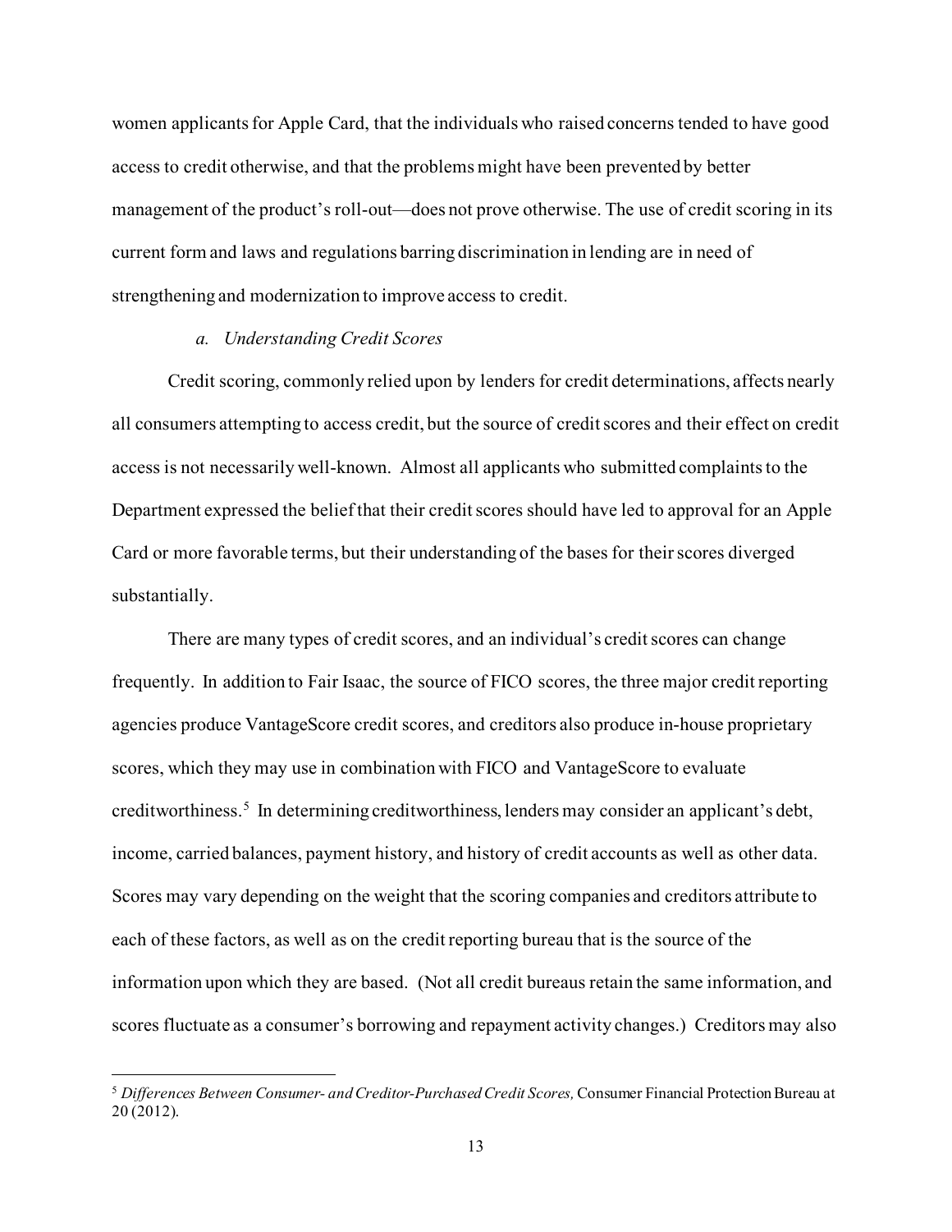women applicants for Apple Card, that the individuals who raised concerns tended to have good access to credit otherwise, and that the problems might have been prevented by better management of the product's roll-out—does not prove otherwise. The use of credit scoring in its current form and laws and regulations barring discrimination in lending are in need of strengthening and modernization to improve access to credit.

*a. Understanding Credit Scores*

Credit scoring, commonly relied upon by lenders for credit determinations, affects nearly all consumers attempting to access credit, but the source of credit scores and their effect on credit access is not necessarily well-known. Almost all applicants who submitted complaints to the Department expressed the belief that their credit scores should have led to approval for an Apple Card or more favorable terms, but their understanding of the bases for their scores diverged substantially.

There are many types of credit scores, and an individual's credit scores can change frequently. In addition to Fair Isaac, the source of FICO scores, the three major credit reporting agencies produce VantageScore credit scores, and creditors also produce in-house proprietary scores, which they may use in combination with FICO and VantageScore to evaluate creditworthiness.[5] In determining creditworthiness, lenders may consider an applicant's debt, income, carried balances, payment history, and history of credit accounts as well as other data. Scores may vary depending on the weight that the scoring companies and creditors attribute to each of these factors, as well as on the credit reporting bureau that is the source of the information upon which they are based. (Not all credit bureaus retain the same information, and scores fluctuate as a consumer's borrowing and repayment activity changes.) Creditors may also

---

[5] *Differences Between Consumer- and Creditor-Purchased Credit Scores,* Consumer Financial Protection Bureau at 20 (2012).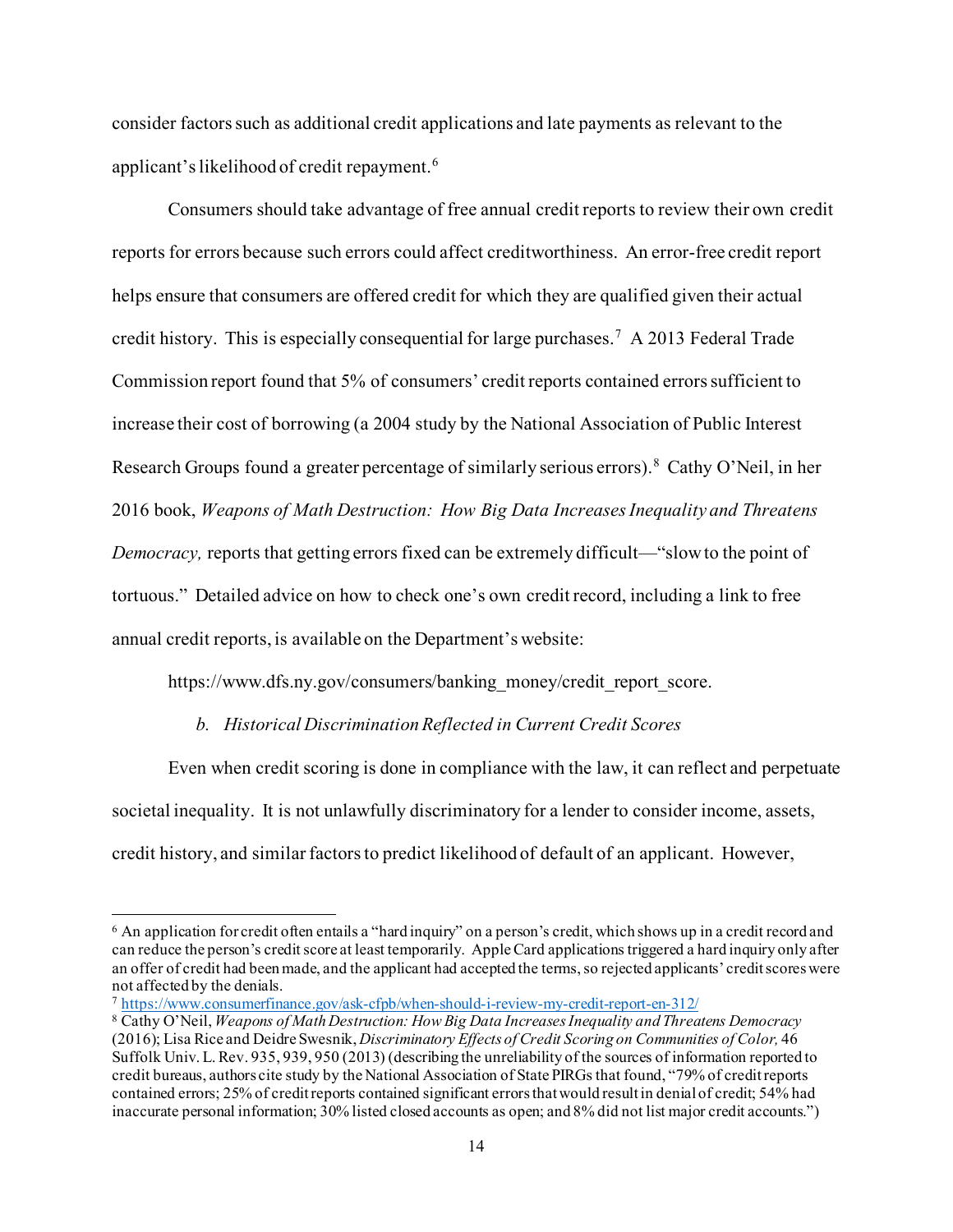consider factors such as additional credit applications and late payments as relevant to the applicant's likelihood of credit repayment.[6]

Consumers should take advantage of free annual credit reports to review their own credit reports for errors because such errors could affect creditworthiness. An error-free credit report helps ensure that consumers are offered credit for which they are qualified given their actual credit history. This is especially consequential for large purchases.[7] A 2013 Federal Trade Commission report found that 5% of consumers' credit reports contained errors sufficient to increase their cost of borrowing (a 2004 study by the National Association of Public Interest Research Groups found a greater percentage of similarly serious errors).[8] Cathy O'Neil, in her 2016 book, *Weapons of Math Destruction: How Big Data Increases Inequality and Threatens Democracy,* reports that getting errors fixed can be extremely difficult—"slow to the point of tortuous." Detailed advice on how to check one's own credit record, including a link to free annual credit reports, is available on the Department's website:

https://www.dfs.ny.gov/consumers/banking_money/credit_report_score.

*b. Historical Discrimination Reflected in Current Credit Scores*

Even when credit scoring is done in compliance with the law, it can reflect and perpetuate societal inequality. It is not unlawfully discriminatory for a lender to consider income, assets, credit history, and similar factors to predict likelihood of default of an applicant. However,

---

[6] An application for credit often entails a "hard inquiry" on a person's credit, which shows up in a credit record and can reduce the person's credit score at least temporarily. Apple Card applications triggered a hard inquiry only after an offer of credit had been made, and the applicant had accepted the terms, so rejected applicants' credit scores were not affected by the denials.

[7] https://www.consumerfinance.gov/ask-cfpb/when-should-i-review-my-credit-report-en-312/

[8] Cathy O'Neil, *Weapons of Math Destruction: How Big Data Increases Inequality and Threatens Democracy* (2016); Lisa Rice and Deidre Swesnik, *Discriminatory Effects of Credit Scoring on Communities of Color,* 46 Suffolk Univ. L. Rev. 935, 939, 950 (2013) (describing the unreliability of the sources of information reported to credit bureaus, authors cite study by the National Association of State PIRGs that found, "79% of credit reports contained errors; 25% of credit reports contained significant errors that would result in denial of credit; 54% had inaccurate personal information; 30% listed closed accounts as open; and 8% did not list major credit accounts.")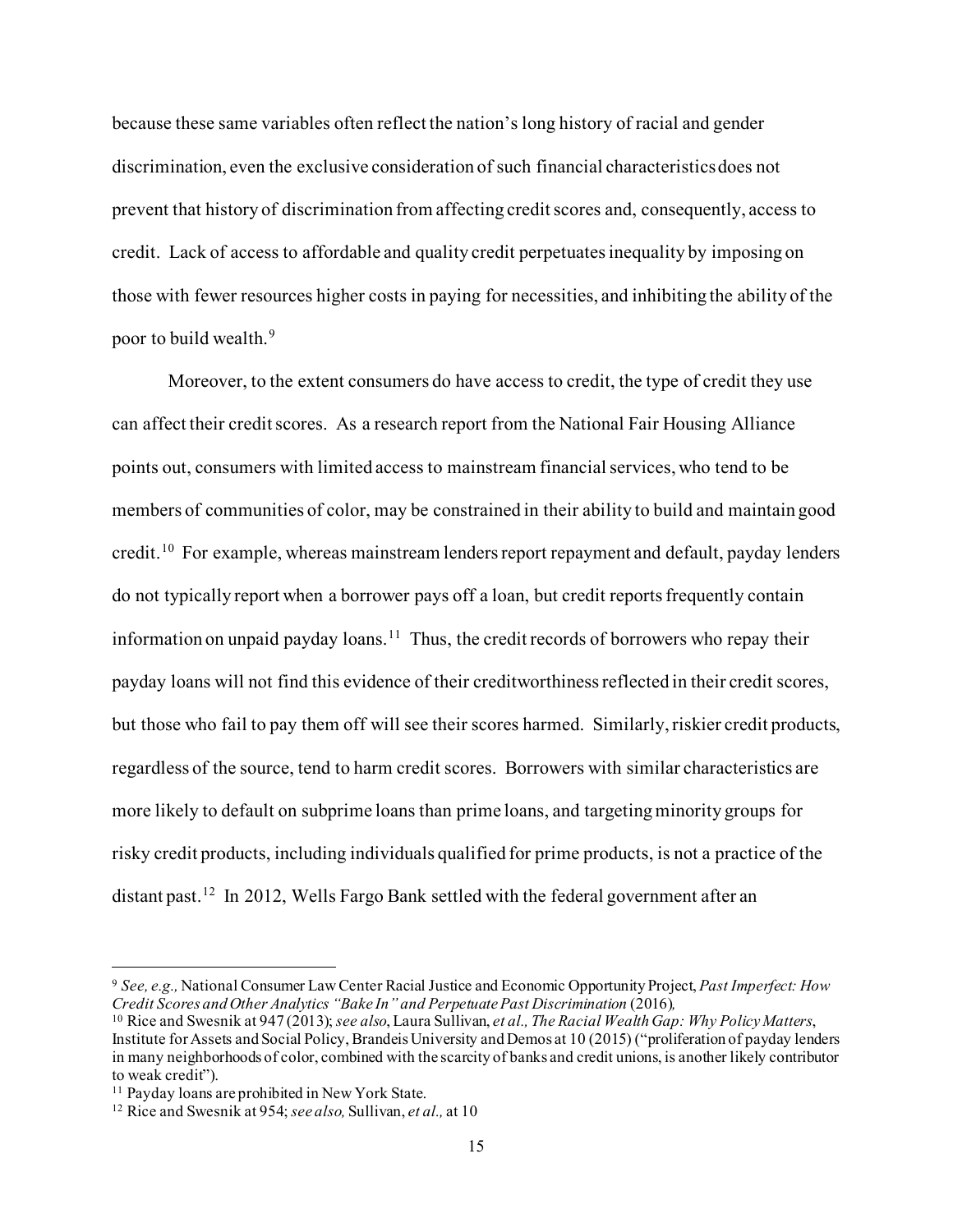because these same variables often reflect the nation's long history of racial and gender discrimination, even the exclusive consideration of such financial characteristics does not prevent that history of discrimination from affecting credit scores and, consequently, access to credit. Lack of access to affordable and quality credit perpetuates inequality by imposing on those with fewer resources higher costs in paying for necessities, and inhibiting the ability of the poor to build wealth.[9]

Moreover, to the extent consumers do have access to credit, the type of credit they use can affect their credit scores. As a research report from the National Fair Housing Alliance points out, consumers with limited access to mainstream financial services, who tend to be members of communities of color, may be constrained in their ability to build and maintain good credit.[10] For example, whereas mainstream lenders report repayment and default, payday lenders do not typically report when a borrower pays off a loan, but credit reports frequently contain information on unpaid payday loans.[11] Thus, the credit records of borrowers who repay their payday loans will not find this evidence of their creditworthiness reflected in their credit scores, but those who fail to pay them off will see their scores harmed. Similarly, riskier credit products, regardless of the source, tend to harm credit scores. Borrowers with similar characteristics are more likely to default on subprime loans than prime loans, and targeting minority groups for risky credit products, including individuals qualified for prime products, is not a practice of the distant past.[12] In 2012, Wells Fargo Bank settled with the federal government after an

---

[9] *See, e.g.,* National Consumer Law Center Racial Justice and Economic Opportunity Project, *Past Imperfect: How Credit Scores and Other Analytics "Bake In" and Perpetuate Past Discrimination* (2016).

[10] Rice and Swesnik at 947 (2013); *see also*, Laura Sullivan, *et al., The Racial Wealth Gap: Why Policy Matters*, Institute for Assets and Social Policy, Brandeis University and Demos at 10 (2015) ("proliferation of payday lenders in many neighborhoods of color, combined with the scarcity of banks and credit unions, is another likely contributor to weak credit").

[11] Payday loans are prohibited in New York State.

[12] Rice and Swesnik at 954; *see also,* Sullivan, *et al.,* at 10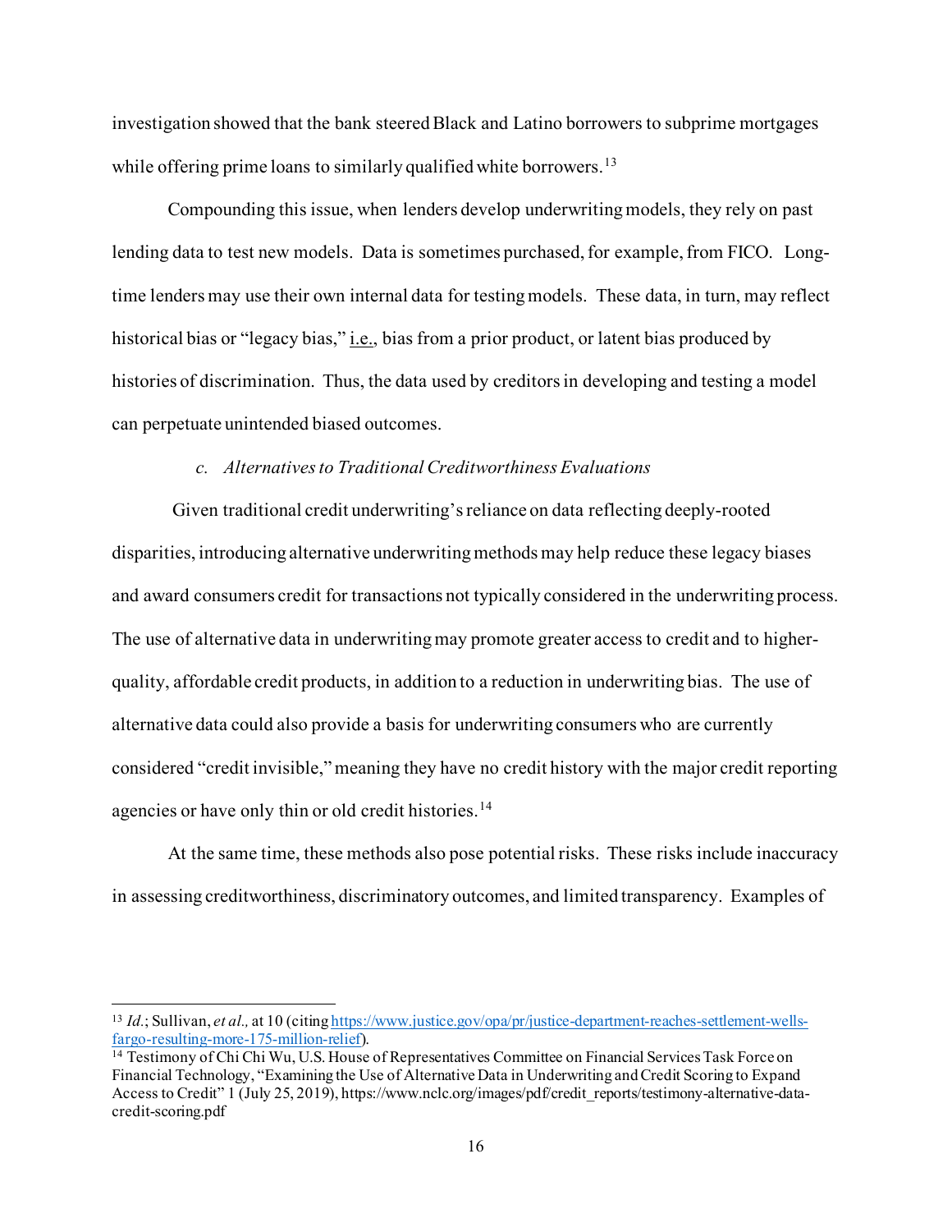investigation showed that the bank steered Black and Latino borrowers to subprime mortgages while offering prime loans to similarly qualified white borrowers.[13]

Compounding this issue, when lenders develop underwriting models, they rely on past lending data to test new models. Data is sometimes purchased, for example, from FICO. Long-time lenders may use their own internal data for testing models. These data, in turn, may reflect historical bias or "legacy bias," i.e., bias from a prior product, or latent bias produced by histories of discrimination. Thus, the data used by creditors in developing and testing a model can perpetuate unintended biased outcomes.

*c. Alternatives to Traditional Creditworthiness Evaluations*

Given traditional credit underwriting's reliance on data reflecting deeply-rooted disparities, introducing alternative underwriting methods may help reduce these legacy biases and award consumers credit for transactions not typically considered in the underwriting process. The use of alternative data in underwriting may promote greater access to credit and to higher-quality, affordable credit products, in addition to a reduction in underwriting bias. The use of alternative data could also provide a basis for underwriting consumers who are currently considered "credit invisible," meaning they have no credit history with the major credit reporting agencies or have only thin or old credit histories.[14]

At the same time, these methods also pose potential risks. These risks include inaccuracy in assessing creditworthiness, discriminatory outcomes, and limited transparency. Examples of

---

[13] *Id.*; Sullivan, *et al.,* at 10 (citing https://www.justice.gov/opa/pr/justice-department-reaches-settlement-wells-fargo-resulting-more-175-million-relief).

[14] Testimony of Chi Chi Wu, U.S. House of Representatives Committee on Financial Services Task Force on Financial Technology, "Examining the Use of Alternative Data in Underwriting and Credit Scoring to Expand Access to Credit" 1 (July 25, 2019), https://www.nclc.org/images/pdf/credit_reports/testimony-alternative-data-credit-scoring.pdf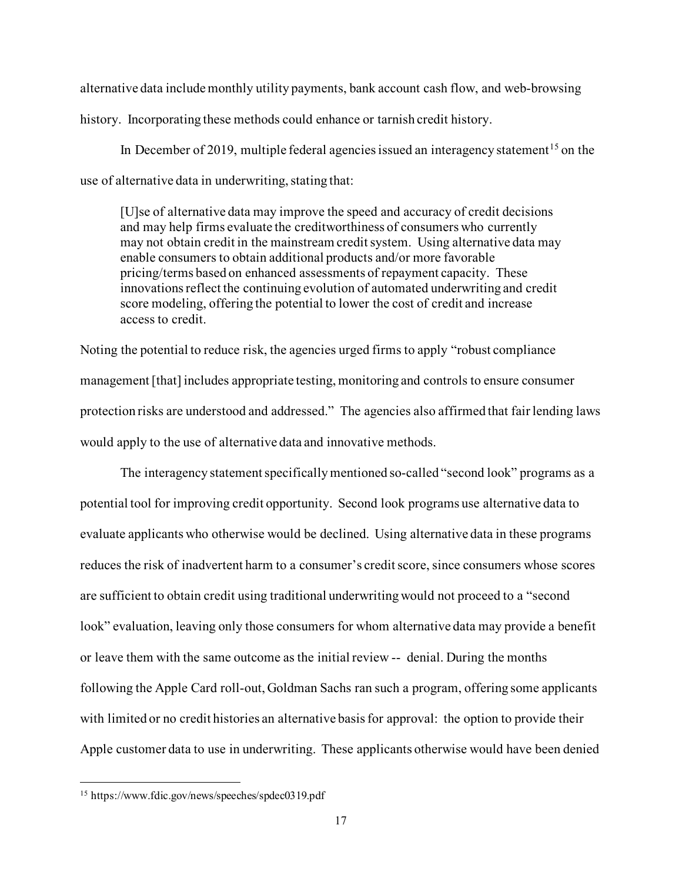alternative data include monthly utility payments, bank account cash flow, and web-browsing history. Incorporating these methods could enhance or tarnish credit history.

In December of 2019, multiple federal agencies issued an interagency statement[15] on the use of alternative data in underwriting, stating that:

> [U]se of alternative data may improve the speed and accuracy of credit decisions and may help firms evaluate the creditworthiness of consumers who currently may not obtain credit in the mainstream credit system. Using alternative data may enable consumers to obtain additional products and/or more favorable pricing/terms based on enhanced assessments of repayment capacity. These innovations reflect the continuing evolution of automated underwriting and credit score modeling, offering the potential to lower the cost of credit and increase access to credit.

Noting the potential to reduce risk, the agencies urged firms to apply "robust compliance management [that] includes appropriate testing, monitoring and controls to ensure consumer protection risks are understood and addressed." The agencies also affirmed that fair lending laws would apply to the use of alternative data and innovative methods.

The interagency statement specifically mentioned so-called "second look" programs as a potential tool for improving credit opportunity. Second look programs use alternative data to evaluate applicants who otherwise would be declined. Using alternative data in these programs reduces the risk of inadvertent harm to a consumer's credit score, since consumers whose scores are sufficient to obtain credit using traditional underwriting would not proceed to a "second look" evaluation, leaving only those consumers for whom alternative data may provide a benefit or leave them with the same outcome as the initial review -- denial. During the months following the Apple Card roll-out, Goldman Sachs ran such a program, offering some applicants with limited or no credit histories an alternative basis for approval: the option to provide their Apple customer data to use in underwriting. These applicants otherwise would have been denied

---

[15] https://www.fdic.gov/news/speeches/spdec0319.pdf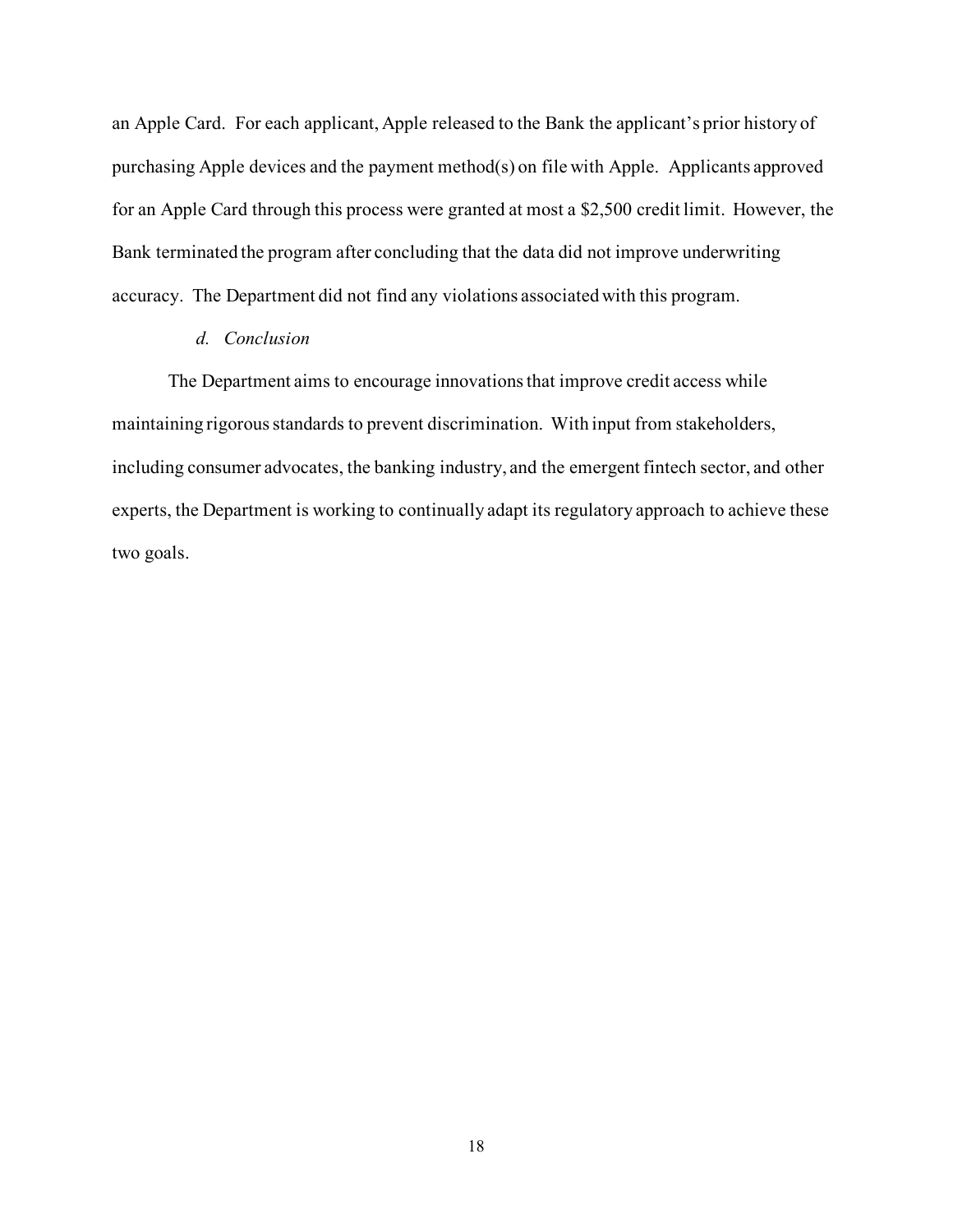an Apple Card. For each applicant, Apple released to the Bank the applicant's prior history of purchasing Apple devices and the payment method(s) on file with Apple. Applicants approved for an Apple Card through this process were granted at most a $2,500 credit limit. However, the Bank terminated the program after concluding that the data did not improve underwriting accuracy. The Department did not find any violations associated with this program.

*d. Conclusion*

The Department aims to encourage innovations that improve credit access while maintaining rigorous standards to prevent discrimination. With input from stakeholders, including consumer advocates, the banking industry, and the emergent fintech sector, and other experts, the Department is working to continually adapt its regulatory approach to achieve these two goals.